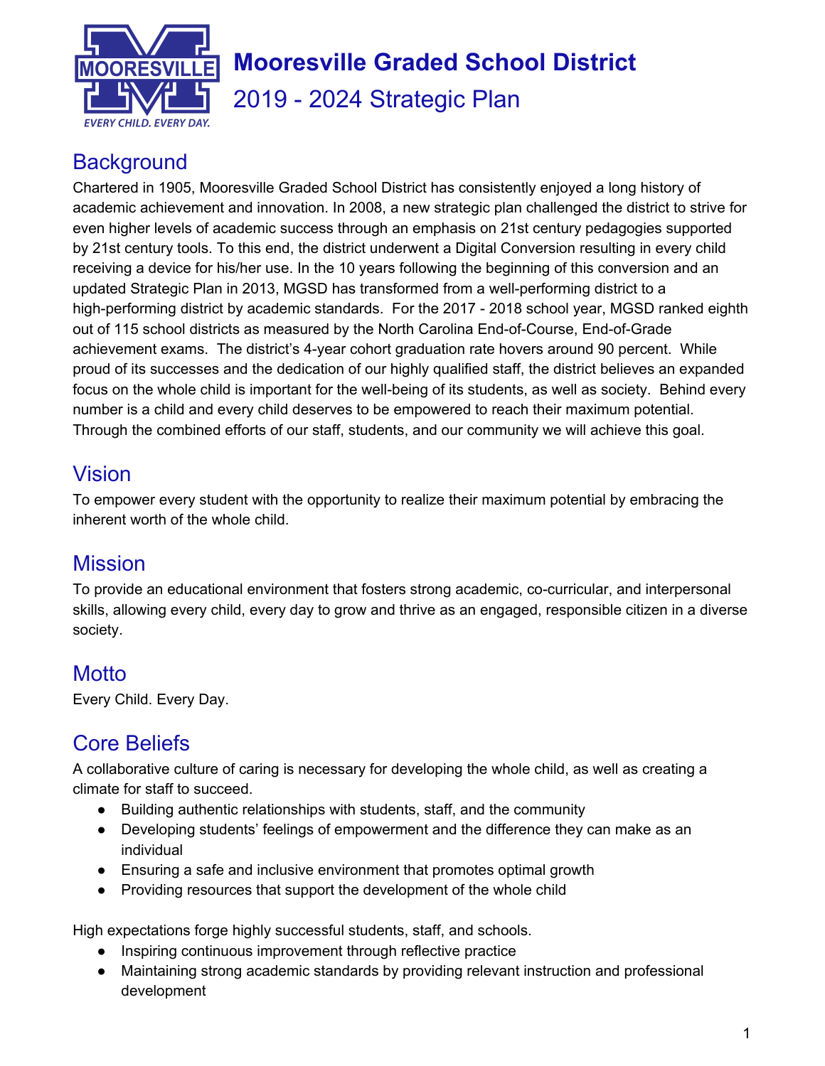# Mooresville Graded School District

## 2019 - 2024 Strategic Plan

## Background

Chartered in 1905, Mooresville Graded School District has consistently enjoyed a long history of academic achievement and innovation. In 2008, a new strategic plan challenged the district to strive for even higher levels of academic success through an emphasis on 21st century pedagogies supported by 21st century tools. To this end, the district underwent a Digital Conversion resulting in every child receiving a device for his/her use. In the 10 years following the beginning of this conversion and an updated Strategic Plan in 2013, MGSD has transformed from a well-performing district to a high-performing district by academic standards. For the 2017 - 2018 school year, MGSD ranked eighth out of 115 school districts as measured by the North Carolina End-of-Course, End-of-Grade achievement exams. The district's 4-year cohort graduation rate hovers around 90 percent. While proud of its successes and the dedication of our highly qualified staff, the district believes an expanded focus on the whole child is important for the well-being of its students, as well as society. Behind every number is a child and every child deserves to be empowered to reach their maximum potential. Through the combined efforts of our staff, students, and our community we will achieve this goal.

## Vision

To empower every student with the opportunity to realize their maximum potential by embracing the inherent worth of the whole child.

## Mission

To provide an educational environment that fosters strong academic, co-curricular, and interpersonal skills, allowing every child, every day to grow and thrive as an engaged, responsible citizen in a diverse society.

## Motto

Every Child. Every Day.

## Core Beliefs

A collaborative culture of caring is necessary for developing the whole child, as well as creating a climate for staff to succeed.

- Building authentic relationships with students, staff, and the community
- Developing students' feelings of empowerment and the difference they can make as an individual
- Ensuring a safe and inclusive environment that promotes optimal growth
- Providing resources that support the development of the whole child

High expectations forge highly successful students, staff, and schools.

- Inspiring continuous improvement through reflective practice
- Maintaining strong academic standards by providing relevant instruction and professional development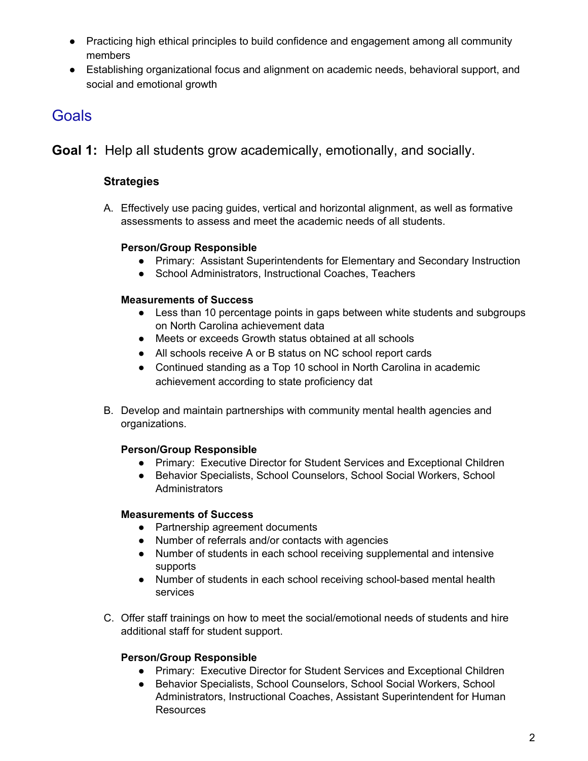- Practicing high ethical principles to build confidence and engagement among all community members
- Establishing organizational focus and alignment on academic needs, behavioral support, and social and emotional growth

## Goals

### **Goal 1:** Help all students grow academically, emotionally, and socially.

#### Strategies

A. Effectively use pacing guides, vertical and horizontal alignment, as well as formative assessments to assess and meet the academic needs of all students.

   **Person/Group Responsible**
   - Primary: Assistant Superintendents for Elementary and Secondary Instruction
   - School Administrators, Instructional Coaches, Teachers

   **Measurements of Success**
   - Less than 10 percentage points in gaps between white students and subgroups on North Carolina achievement data
   - Meets or exceeds Growth status obtained at all schools
   - All schools receive A or B status on NC school report cards
   - Continued standing as a Top 10 school in North Carolina in academic achievement according to state proficiency dat

B. Develop and maintain partnerships with community mental health agencies and organizations.

   **Person/Group Responsible**
   - Primary: Executive Director for Student Services and Exceptional Children
   - Behavior Specialists, School Counselors, School Social Workers, School Administrators

   **Measurements of Success**
   - Partnership agreement documents
   - Number of referrals and/or contacts with agencies
   - Number of students in each school receiving supplemental and intensive supports
   - Number of students in each school receiving school-based mental health services

C. Offer staff trainings on how to meet the social/emotional needs of students and hire additional staff for student support.

   **Person/Group Responsible**
   - Primary: Executive Director for Student Services and Exceptional Children
   - Behavior Specialists, School Counselors, School Social Workers, School Administrators, Instructional Coaches, Assistant Superintendent for Human Resources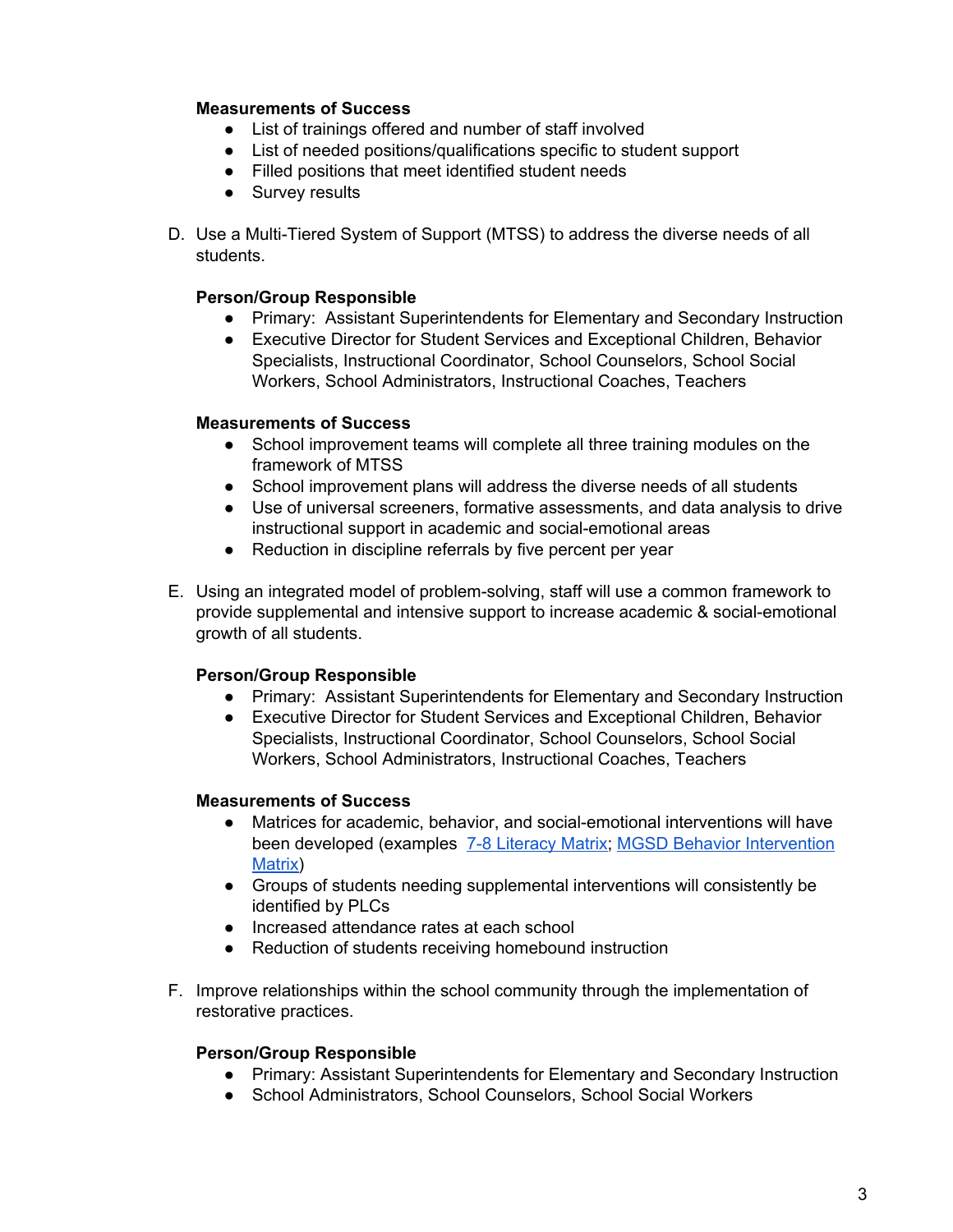**Measurements of Success**

- List of trainings offered and number of staff involved
- List of needed positions/qualifications specific to student support
- Filled positions that meet identified student needs
- Survey results

D. Use a Multi-Tiered System of Support (MTSS) to address the diverse needs of all students.

**Person/Group Responsible**

- Primary: Assistant Superintendents for Elementary and Secondary Instruction
- Executive Director for Student Services and Exceptional Children, Behavior Specialists, Instructional Coordinator, School Counselors, School Social Workers, School Administrators, Instructional Coaches, Teachers

**Measurements of Success**

- School improvement teams will complete all three training modules on the framework of MTSS
- School improvement plans will address the diverse needs of all students
- Use of universal screeners, formative assessments, and data analysis to drive instructional support in academic and social-emotional areas
- Reduction in discipline referrals by five percent per year

E. Using an integrated model of problem-solving, staff will use a common framework to provide supplemental and intensive support to increase academic & social-emotional growth of all students.

**Person/Group Responsible**

- Primary: Assistant Superintendents for Elementary and Secondary Instruction
- Executive Director for Student Services and Exceptional Children, Behavior Specialists, Instructional Coordinator, School Counselors, School Social Workers, School Administrators, Instructional Coaches, Teachers

**Measurements of Success**

- Matrices for academic, behavior, and social-emotional interventions will have been developed (examples 7-8 Literacy Matrix; MGSD Behavior Intervention Matrix)
- Groups of students needing supplemental interventions will consistently be identified by PLCs
- Increased attendance rates at each school
- Reduction of students receiving homebound instruction

F. Improve relationships within the school community through the implementation of restorative practices.

**Person/Group Responsible**

- Primary: Assistant Superintendents for Elementary and Secondary Instruction
- School Administrators, School Counselors, School Social Workers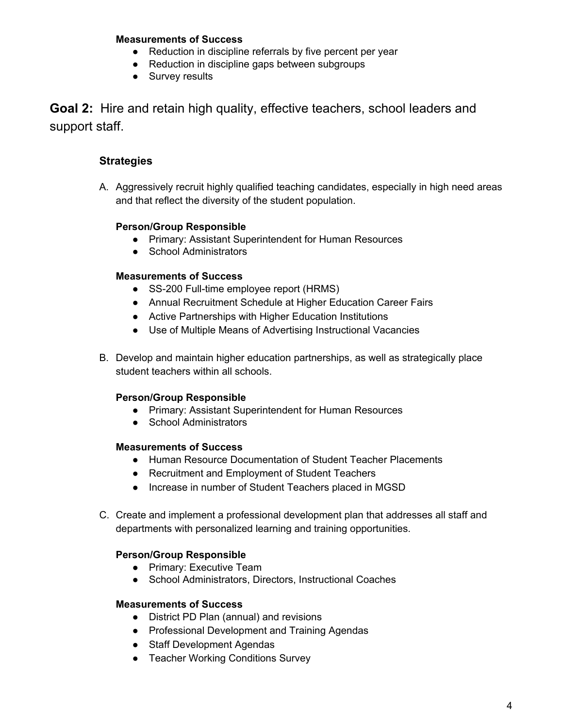**Measurements of Success**

- Reduction in discipline referrals by five percent per year
- Reduction in discipline gaps between subgroups
- Survey results

## **Goal 2:** Hire and retain high quality, effective teachers, school leaders and support staff.

### Strategies

A. Aggressively recruit highly qualified teaching candidates, especially in high need areas and that reflect the diversity of the student population.

**Person/Group Responsible**

- Primary: Assistant Superintendent for Human Resources
- School Administrators

**Measurements of Success**

- SS-200 Full-time employee report (HRMS)
- Annual Recruitment Schedule at Higher Education Career Fairs
- Active Partnerships with Higher Education Institutions
- Use of Multiple Means of Advertising Instructional Vacancies

B. Develop and maintain higher education partnerships, as well as strategically place student teachers within all schools.

**Person/Group Responsible**

- Primary: Assistant Superintendent for Human Resources
- School Administrators

**Measurements of Success**

- Human Resource Documentation of Student Teacher Placements
- Recruitment and Employment of Student Teachers
- Increase in number of Student Teachers placed in MGSD

C. Create and implement a professional development plan that addresses all staff and departments with personalized learning and training opportunities.

**Person/Group Responsible**

- Primary: Executive Team
- School Administrators, Directors, Instructional Coaches

**Measurements of Success**

- District PD Plan (annual) and revisions
- Professional Development and Training Agendas
- Staff Development Agendas
- Teacher Working Conditions Survey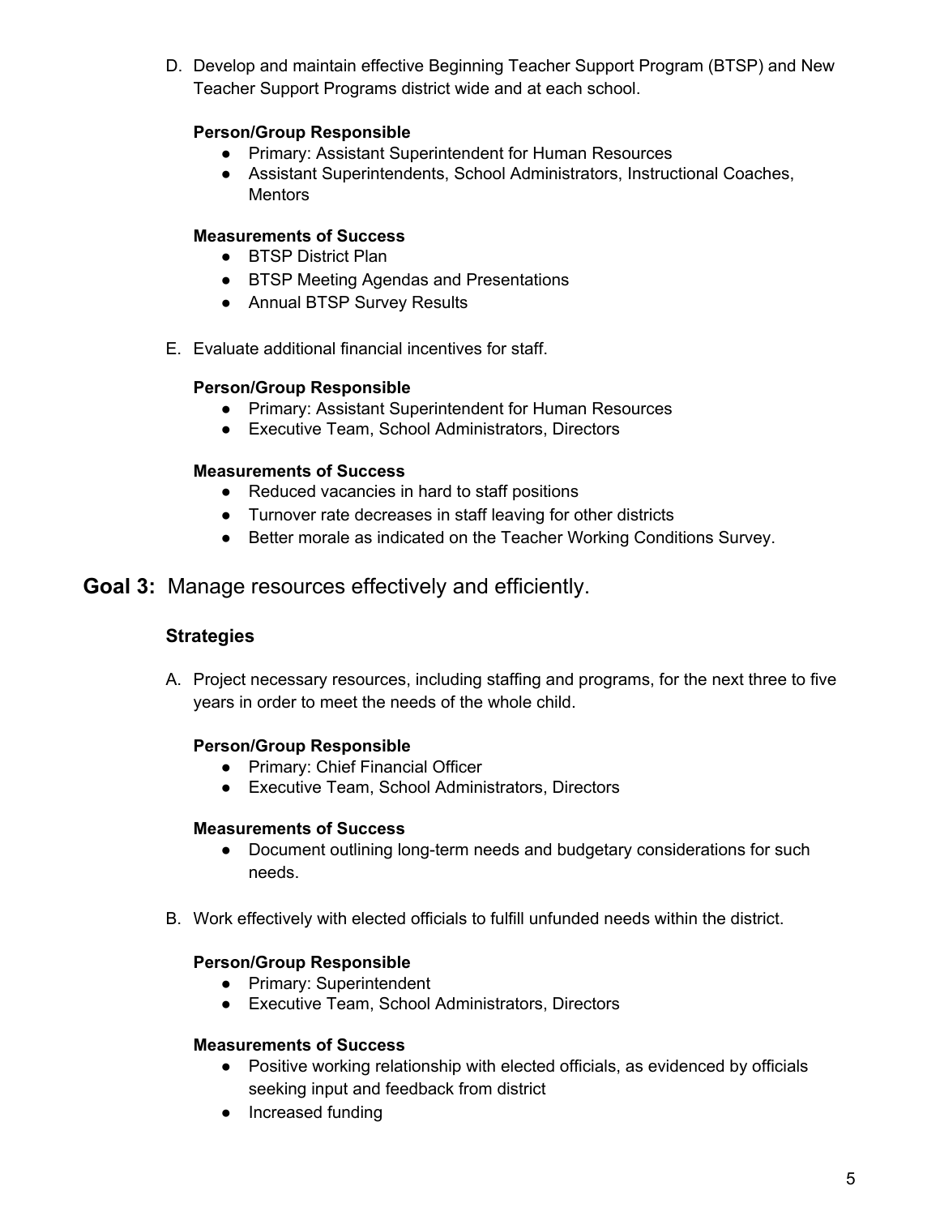D. Develop and maintain effective Beginning Teacher Support Program (BTSP) and New Teacher Support Programs district wide and at each school.

   **Person/Group Responsible**
   - Primary: Assistant Superintendent for Human Resources
   - Assistant Superintendents, School Administrators, Instructional Coaches, Mentors

   **Measurements of Success**
   - BTSP District Plan
   - BTSP Meeting Agendas and Presentations
   - Annual BTSP Survey Results

E. Evaluate additional financial incentives for staff.

   **Person/Group Responsible**
   - Primary: Assistant Superintendent for Human Resources
   - Executive Team, School Administrators, Directors

   **Measurements of Success**
   - Reduced vacancies in hard to staff positions
   - Turnover rate decreases in staff leaving for other districts
   - Better morale as indicated on the Teacher Working Conditions Survey.

## **Goal 3:** Manage resources effectively and efficiently.

### Strategies

A. Project necessary resources, including staffing and programs, for the next three to five years in order to meet the needs of the whole child.

   **Person/Group Responsible**
   - Primary: Chief Financial Officer
   - Executive Team, School Administrators, Directors

   **Measurements of Success**
   - Document outlining long-term needs and budgetary considerations for such needs.

B. Work effectively with elected officials to fulfill unfunded needs within the district.

   **Person/Group Responsible**
   - Primary: Superintendent
   - Executive Team, School Administrators, Directors

   **Measurements of Success**
   - Positive working relationship with elected officials, as evidenced by officials seeking input and feedback from district
   - Increased funding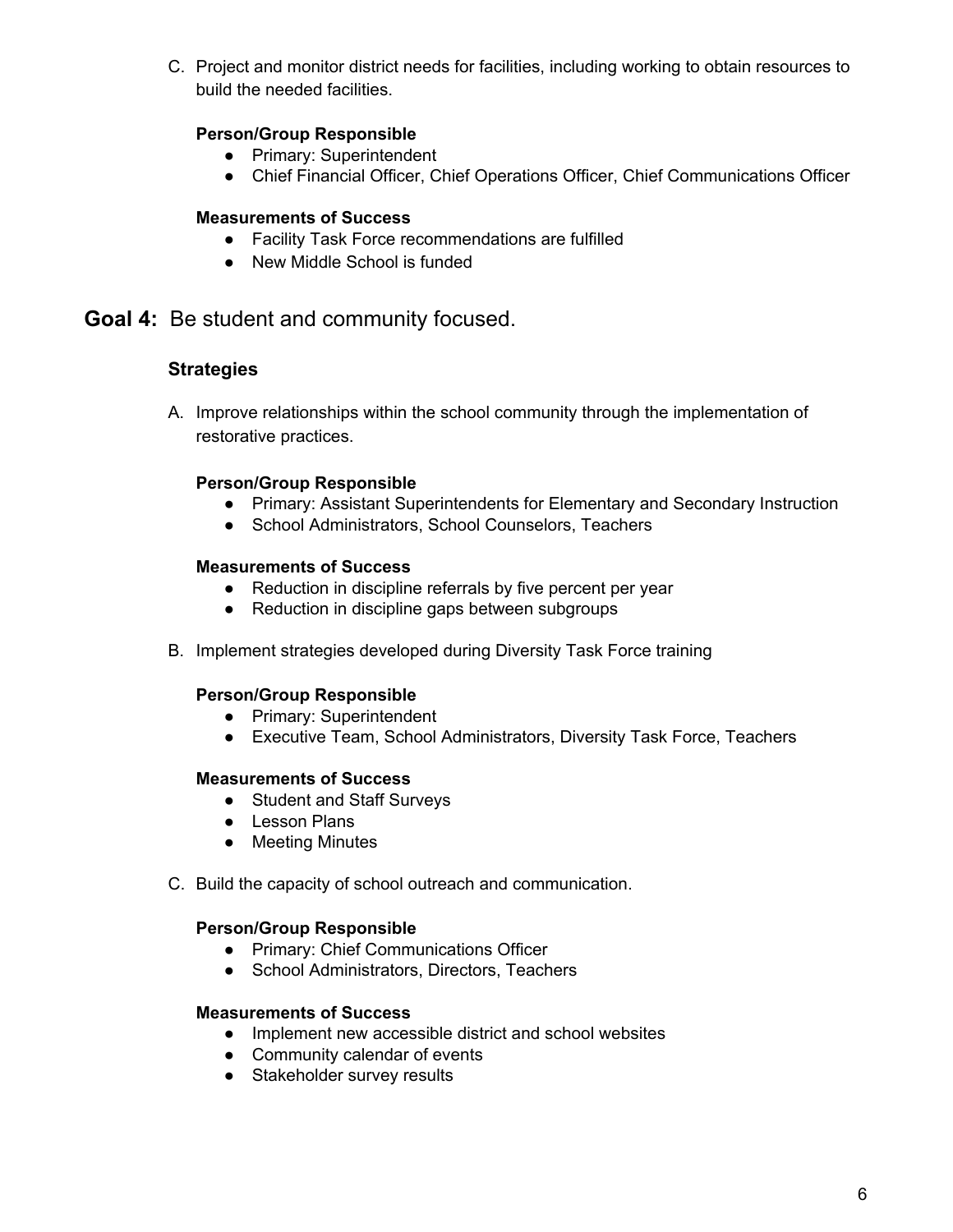C. Project and monitor district needs for facilities, including working to obtain resources to build the needed facilities.

**Person/Group Responsible**

- Primary: Superintendent
- Chief Financial Officer, Chief Operations Officer, Chief Communications Officer

**Measurements of Success**

- Facility Task Force recommendations are fulfilled
- New Middle School is funded

## **Goal 4:** Be student and community focused.

### Strategies

A. Improve relationships within the school community through the implementation of restorative practices.

**Person/Group Responsible**

- Primary: Assistant Superintendents for Elementary and Secondary Instruction
- School Administrators, School Counselors, Teachers

**Measurements of Success**

- Reduction in discipline referrals by five percent per year
- Reduction in discipline gaps between subgroups

B. Implement strategies developed during Diversity Task Force training

**Person/Group Responsible**

- Primary: Superintendent
- Executive Team, School Administrators, Diversity Task Force, Teachers

**Measurements of Success**

- Student and Staff Surveys
- Lesson Plans
- Meeting Minutes

C. Build the capacity of school outreach and communication.

**Person/Group Responsible**

- Primary: Chief Communications Officer
- School Administrators, Directors, Teachers

**Measurements of Success**

- Implement new accessible district and school websites
- Community calendar of events
- Stakeholder survey results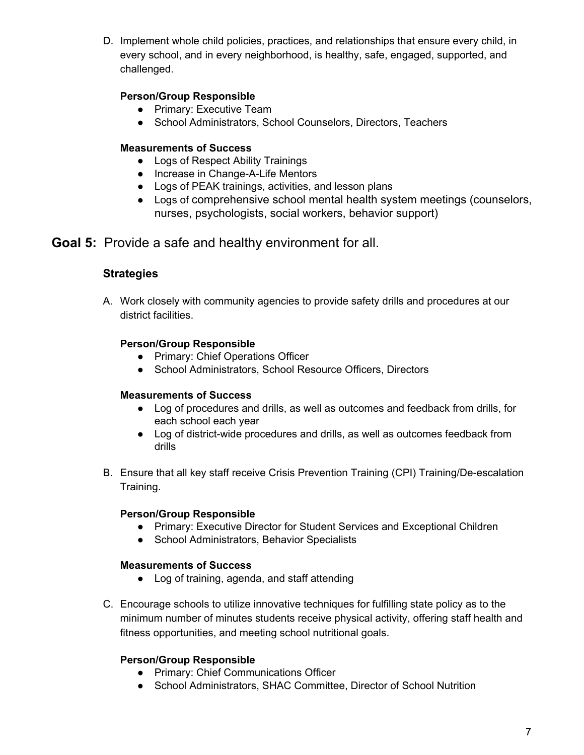D. Implement whole child policies, practices, and relationships that ensure every child, in every school, and in every neighborhood, is healthy, safe, engaged, supported, and challenged.

**Person/Group Responsible**

- Primary: Executive Team
- School Administrators, School Counselors, Directors, Teachers

**Measurements of Success**

- Logs of Respect Ability Trainings
- Increase in Change-A-Life Mentors
- Logs of PEAK trainings, activities, and lesson plans
- Logs of comprehensive school mental health system meetings (counselors, nurses, psychologists, social workers, behavior support)

## **Goal 5:** Provide a safe and healthy environment for all.

### Strategies

A. Work closely with community agencies to provide safety drills and procedures at our district facilities.

**Person/Group Responsible**

- Primary: Chief Operations Officer
- School Administrators, School Resource Officers, Directors

**Measurements of Success**

- Log of procedures and drills, as well as outcomes and feedback from drills, for each school each year
- Log of district-wide procedures and drills, as well as outcomes feedback from drills

B. Ensure that all key staff receive Crisis Prevention Training (CPI) Training/De-escalation Training.

**Person/Group Responsible**

- Primary: Executive Director for Student Services and Exceptional Children
- School Administrators, Behavior Specialists

**Measurements of Success**

- Log of training, agenda, and staff attending

C. Encourage schools to utilize innovative techniques for fulfilling state policy as to the minimum number of minutes students receive physical activity, offering staff health and fitness opportunities, and meeting school nutritional goals.

**Person/Group Responsible**

- Primary: Chief Communications Officer
- School Administrators, SHAC Committee, Director of School Nutrition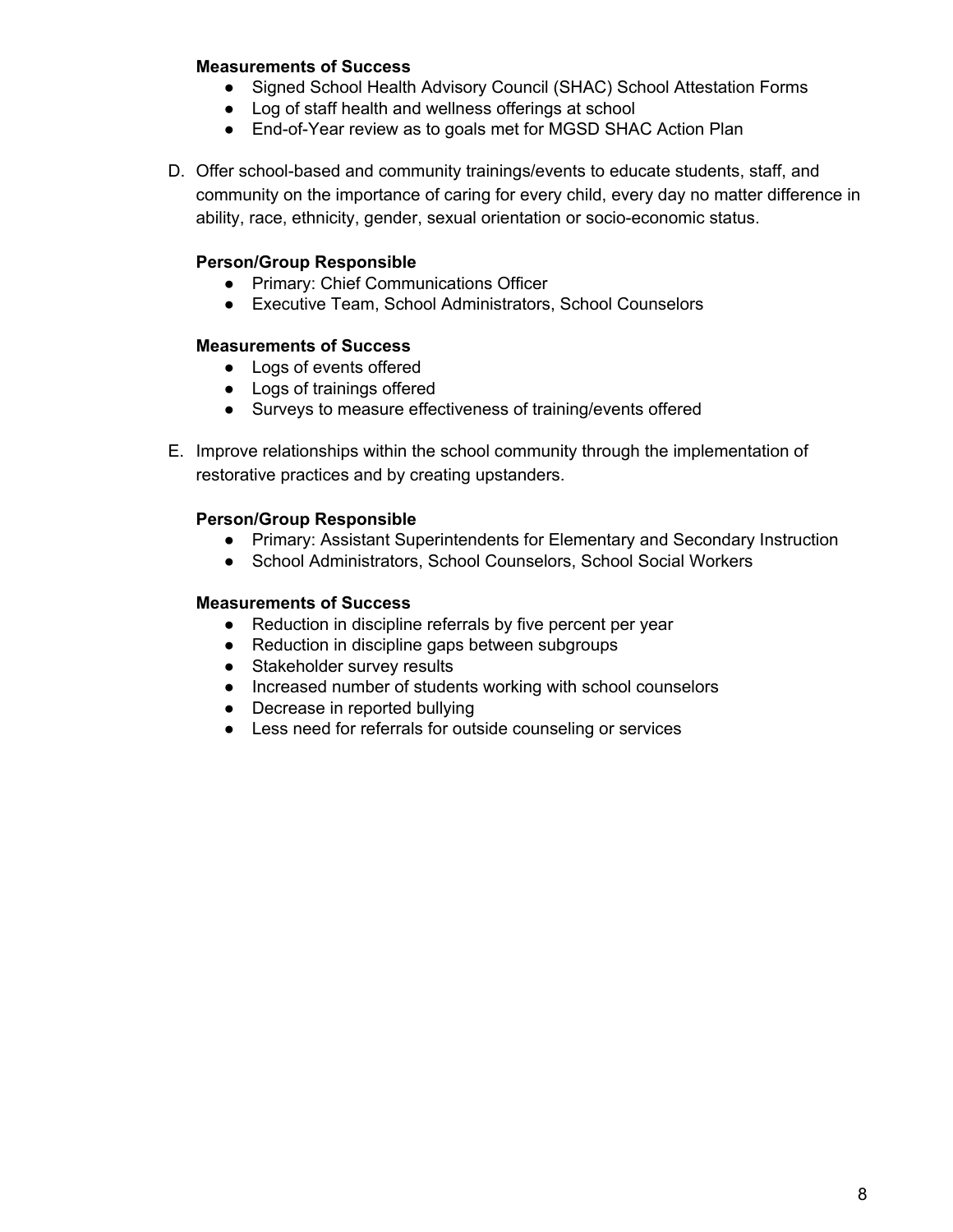**Measurements of Success**

- Signed School Health Advisory Council (SHAC) School Attestation Forms
- Log of staff health and wellness offerings at school
- End-of-Year review as to goals met for MGSD SHAC Action Plan

D. Offer school-based and community trainings/events to educate students, staff, and community on the importance of caring for every child, every day no matter difference in ability, race, ethnicity, gender, sexual orientation or socio-economic status.

**Person/Group Responsible**

- Primary: Chief Communications Officer
- Executive Team, School Administrators, School Counselors

**Measurements of Success**

- Logs of events offered
- Logs of trainings offered
- Surveys to measure effectiveness of training/events offered

E. Improve relationships within the school community through the implementation of restorative practices and by creating upstanders.

**Person/Group Responsible**

- Primary: Assistant Superintendents for Elementary and Secondary Instruction
- School Administrators, School Counselors, School Social Workers

**Measurements of Success**

- Reduction in discipline referrals by five percent per year
- Reduction in discipline gaps between subgroups
- Stakeholder survey results
- Increased number of students working with school counselors
- Decrease in reported bullying
- Less need for referrals for outside counseling or services